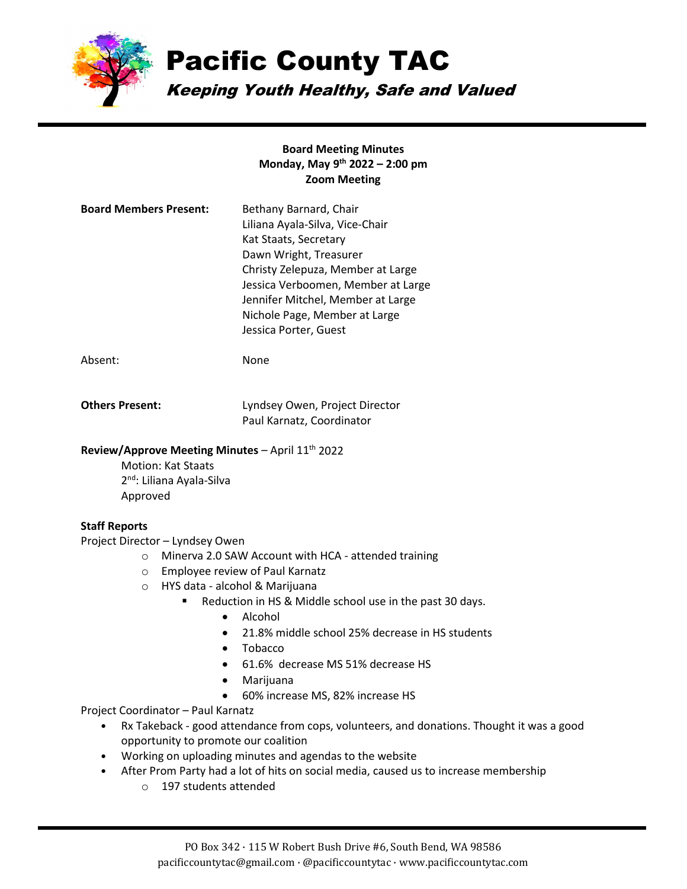# Pacific County TAC

*Keeping Youth Healthy, Safe and Valued*

**Board Meeting Minutes**
**Monday, May 9th 2022 – 2:00 pm**
**Zoom Meeting**

| | |
|---|---|
| **Board Members Present:** | Bethany Barnard, Chair<br>Liliana Ayala-Silva, Vice-Chair<br>Kat Staats, Secretary<br>Dawn Wright, Treasurer<br>Christy Zelepuza, Member at Large<br>Jessica Verboomen, Member at Large<br>Jennifer Mitchel, Member at Large<br>Nichole Page, Member at Large<br>Jessica Porter, Guest |
| Absent: | None |
| **Others Present:** | Lyndsey Owen, Project Director<br>Paul Karnatz, Coordinator |

**Review/Approve Meeting Minutes** – April 11th 2022

Motion: Kat Staats
2nd: Liliana Ayala-Silva
Approved

**Staff Reports**

Project Director – Lyndsey Owen

- Minerva 2.0 SAW Account with HCA - attended training
- Employee review of Paul Karnatz
- HYS data - alcohol & Marijuana
  - Reduction in HS & Middle school use in the past 30 days.
    - Alcohol
    - 21.8% middle school 25% decrease in HS students
    - Tobacco
    - 61.6% decrease MS 51% decrease HS
    - Marijuana
    - 60% increase MS, 82% increase HS

Project Coordinator – Paul Karnatz

- Rx Takeback - good attendance from cops, volunteers, and donations. Thought it was a good opportunity to promote our coalition
- Working on uploading minutes and agendas to the website
- After Prom Party had a lot of hits on social media, caused us to increase membership
  - 197 students attended

PO Box 342 · 115 W Robert Bush Drive #6, South Bend, WA 98586
pacificcountytac@gmail.com · @pacificcountytac · www.pacificcountytac.com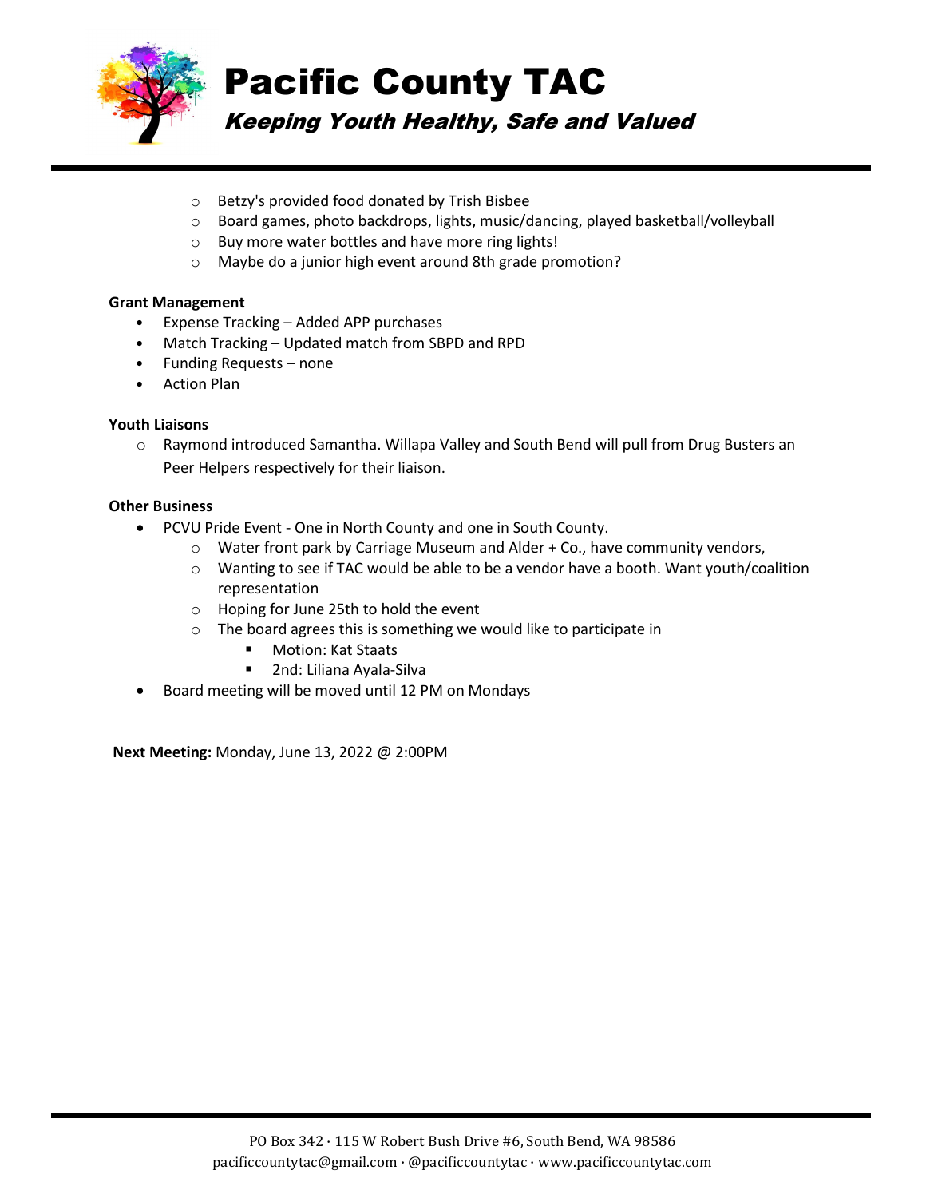- Betzy's provided food donated by Trish Bisbee
- Board games, photo backdrops, lights, music/dancing, played basketball/volleyball
- Buy more water bottles and have more ring lights!
- Maybe do a junior high event around 8th grade promotion?

**Grant Management**

- Expense Tracking – Added APP purchases
- Match Tracking – Updated match from SBPD and RPD
- Funding Requests – none
- Action Plan

**Youth Liaisons**

- Raymond introduced Samantha. Willapa Valley and South Bend will pull from Drug Busters an Peer Helpers respectively for their liaison.

**Other Business**

- PCVU Pride Event - One in North County and one in South County.
  - Water front park by Carriage Museum and Alder + Co., have community vendors,
  - Wanting to see if TAC would be able to be a vendor have a booth. Want youth/coalition representation
  - Hoping for June 25th to hold the event
  - The board agrees this is something we would like to participate in
    - Motion: Kat Staats
    - 2nd: Liliana Ayala-Silva
- Board meeting will be moved until 12 PM on Mondays

**Next Meeting:** Monday, June 13, 2022 @ 2:00PM